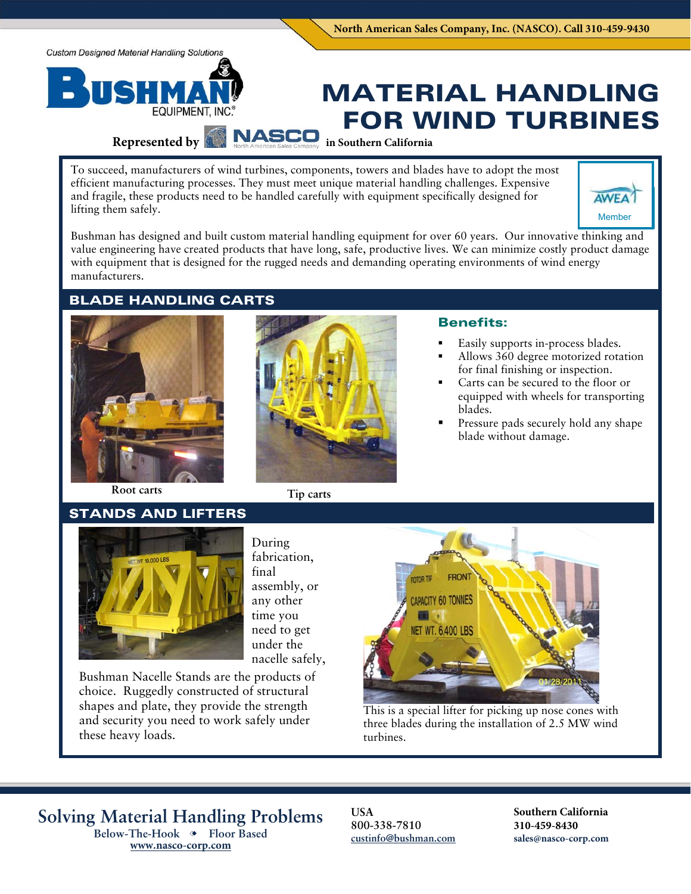North American Sales Company, Inc. (NASCO). Call 310-459-9430

Custom Designed Material Handling Solutions

BUSHMAN EQUIPMENT, INC.®

Represented by NASCO North American Sales Company in Southern California

# MATERIAL HANDLING FOR WIND TURBINES

To succeed, manufacturers of wind turbines, components, towers and blades have to adopt the most efficient manufacturing processes. They must meet unique material handling challenges. Expensive and fragile, these products need to be handled carefully with equipment specifically designed for lifting them safely.

AWEA Member

Bushman has designed and built custom material handling equipment for over 60 years. Our innovative thinking and value engineering have created products that have long, safe, productive lives. We can minimize costly product damage with equipment that is designed for the rugged needs and demanding operating environments of wind energy manufacturers.

## BLADE HANDLING CARTS

Root carts

Tip carts

### Benefits:

- Easily supports in-process blades.
- Allows 360 degree motorized rotation for final finishing or inspection.
- Carts can be secured to the floor or equipped with wheels for transporting blades.
- Pressure pads securely hold any shape blade without damage.

## STANDS AND LIFTERS

During fabrication, final assembly, or any other time you need to get under the nacelle safely, Bushman Nacelle Stands are the products of choice. Ruggedly constructed of structural shapes and plate, they provide the strength and security you need to work safely under these heavy loads.

This is a special lifter for picking up nose cones with three blades during the installation of 2.5 MW wind turbines.

**Solving Material Handling Problems**
Below-The-Hook ◆ Floor Based
www.nasco-corp.com

**USA**
800-338-7810
custinfo@bushman.com

**Southern California**
310-459-8430
sales@nasco-corp.com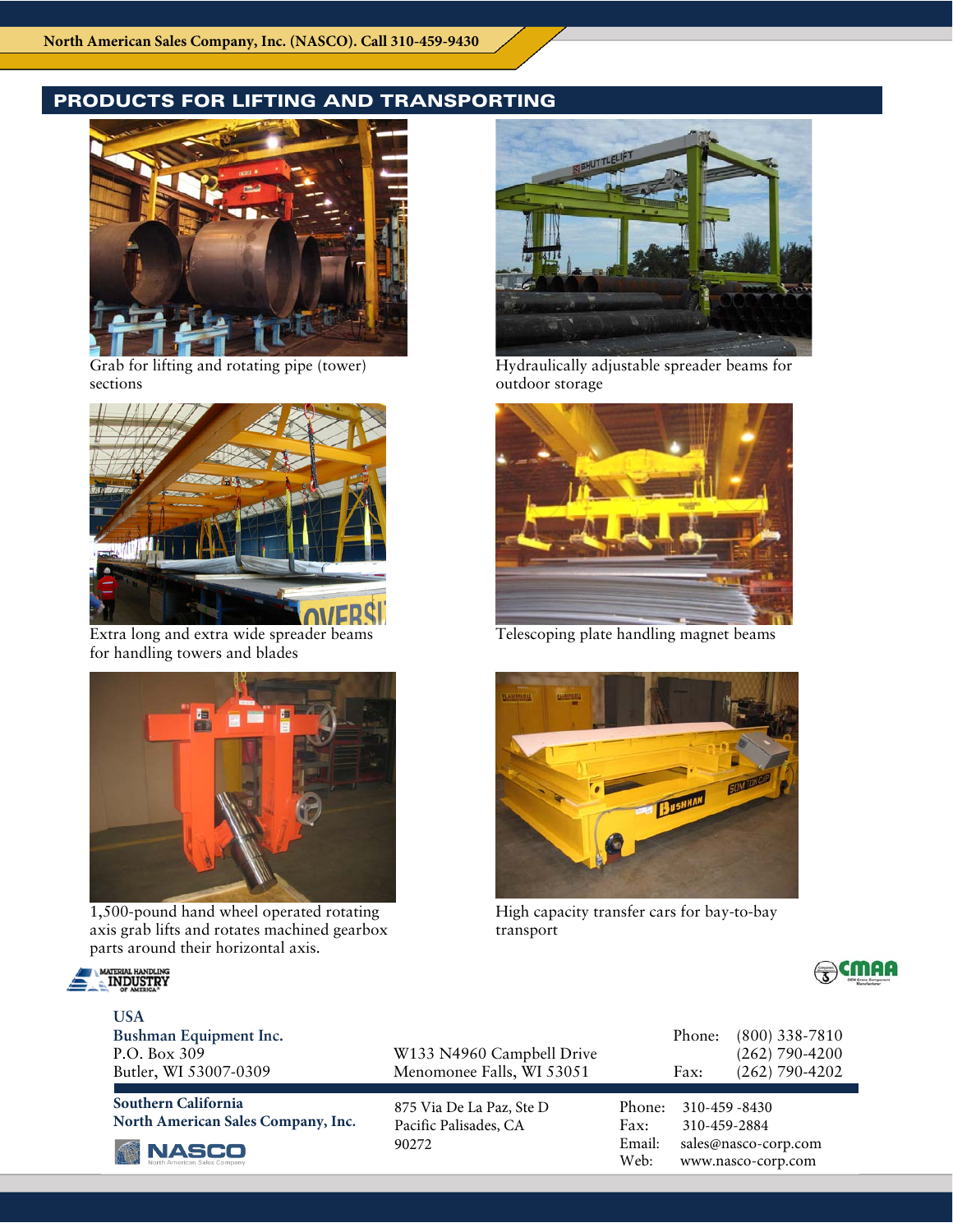## PRODUCTS FOR LIFTING AND TRANSPORTING

Grab for lifting and rotating pipe (tower) sections

Hydraulically adjustable spreader beams for outdoor storage

Extra long and extra wide spreader beams for handling towers and blades

Telescoping plate handling magnet beams

1,500-pound hand wheel operated rotating axis grab lifts and rotates machined gearbox parts around their horizontal axis.

High capacity transfer cars for bay-to-bay transport

**USA**
**Bushman Equipment Inc.**
P.O. Box 309
Butler, WI 53007-0309

W133 N4960 Campbell Drive
Menomonee Falls, WI 53051

Phone: (800) 338-7810
(262) 790-4200
Fax: (262) 790-4202

**Southern California**
**North American Sales Company, Inc.**

875 Via De La Paz, Ste D
Pacific Palisades, CA
90272

Phone: 310-459 -8430
Fax: 310-459-2884
Email: sales@nasco-corp.com
Web: www.nasco-corp.com